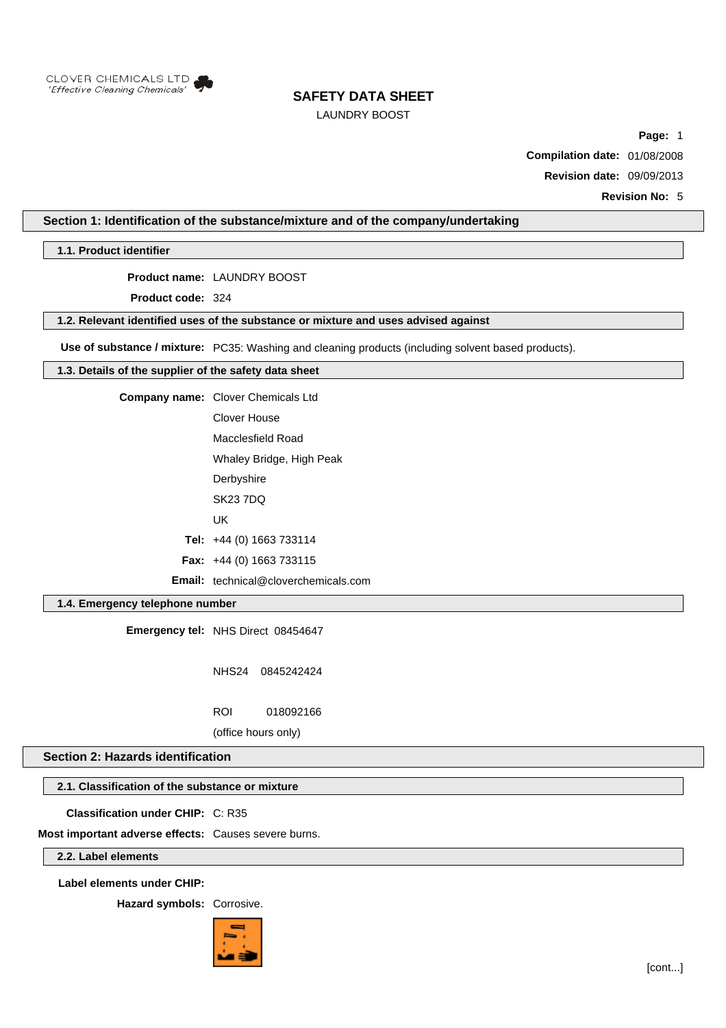CLOVER CHEMICALS LTD
*'Effective Cleaning Chemicals'*

# SAFETY DATA SHEET

LAUNDRY BOOST

**Page:** 1

**Compilation date:** 01/08/2008

**Revision date:** 09/09/2013

**Revision No:** 5

## Section 1: Identification of the substance/mixture and of the company/undertaking

### 1.1. Product identifier

**Product name:** LAUNDRY BOOST

**Product code:** 324

### 1.2. Relevant identified uses of the substance or mixture and uses advised against

**Use of substance / mixture:** PC35: Washing and cleaning products (including solvent based products).

### 1.3. Details of the supplier of the safety data sheet

**Company name:** Clover Chemicals Ltd

Clover House

Macclesfield Road

Whaley Bridge, High Peak

Derbyshire

SK23 7DQ

UK

**Tel:** +44 (0) 1663 733114

**Fax:** +44 (0) 1663 733115

**Email:** technical@cloverchemicals.com

### 1.4. Emergency telephone number

**Emergency tel:** NHS Direct 08454647

NHS24 0845242424

ROI 018092166

(office hours only)

## Section 2: Hazards identification

### 2.1. Classification of the substance or mixture

**Classification under CHIP:** C: R35

**Most important adverse effects:** Causes severe burns.

### 2.2. Label elements

**Label elements under CHIP:**

**Hazard symbols:** Corrosive.

[cont...]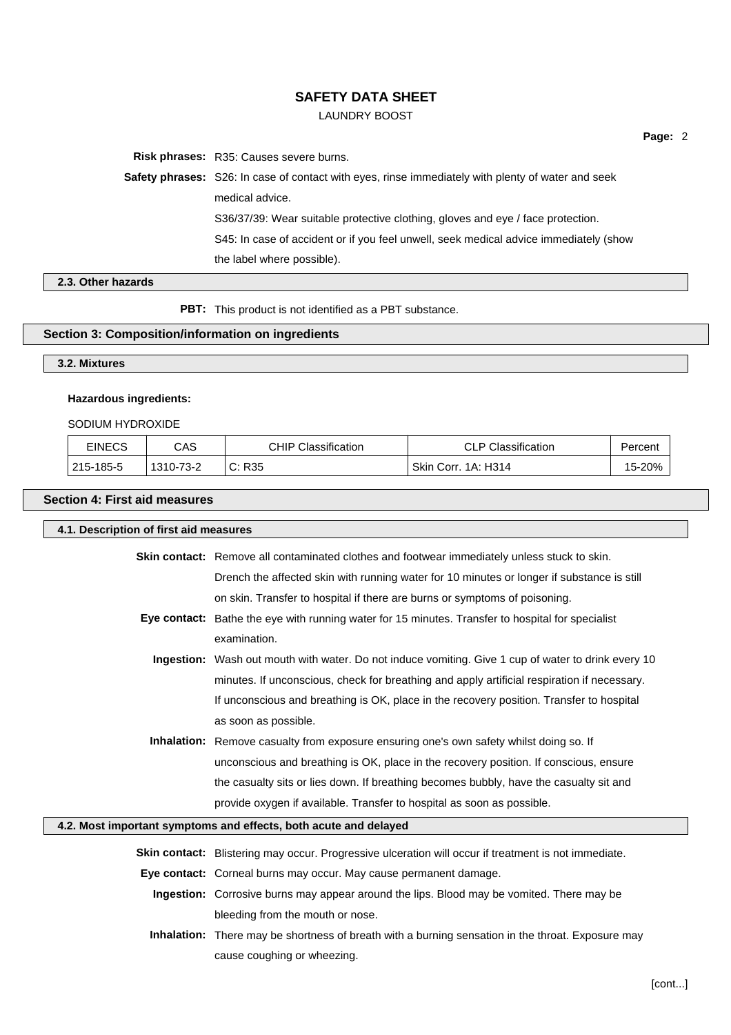**Risk phrases:** R35: Causes severe burns.

**Safety phrases:** S26: In case of contact with eyes, rinse immediately with plenty of water and seek medical advice.

S36/37/39: Wear suitable protective clothing, gloves and eye / face protection.

S45: In case of accident or if you feel unwell, seek medical advice immediately (show the label where possible).

### 2.3. Other hazards

**PBT:** This product is not identified as a PBT substance.

## Section 3: Composition/information on ingredients

### 3.2. Mixtures

**Hazardous ingredients:**

SODIUM HYDROXIDE

| EINECS | CAS | CHIP Classification | CLP Classification | Percent |
|---|---|---|---|---|
| 215-185-5 | 1310-73-2 | C: R35 | Skin Corr. 1A: H314 | 15-20% |

## Section 4: First aid measures

### 4.1. Description of first aid measures

**Skin contact:** Remove all contaminated clothes and footwear immediately unless stuck to skin. Drench the affected skin with running water for 10 minutes or longer if substance is still on skin. Transfer to hospital if there are burns or symptoms of poisoning.

**Eye contact:** Bathe the eye with running water for 15 minutes. Transfer to hospital for specialist examination.

**Ingestion:** Wash out mouth with water. Do not induce vomiting. Give 1 cup of water to drink every 10 minutes. If unconscious, check for breathing and apply artificial respiration if necessary. If unconscious and breathing is OK, place in the recovery position. Transfer to hospital as soon as possible.

**Inhalation:** Remove casualty from exposure ensuring one's own safety whilst doing so. If unconscious and breathing is OK, place in the recovery position. If conscious, ensure the casualty sits or lies down. If breathing becomes bubbly, have the casualty sit and provide oxygen if available. Transfer to hospital as soon as possible.

### 4.2. Most important symptoms and effects, both acute and delayed

**Skin contact:** Blistering may occur. Progressive ulceration will occur if treatment is not immediate.

**Eye contact:** Corneal burns may occur. May cause permanent damage.

**Ingestion:** Corrosive burns may appear around the lips. Blood may be vomited. There may be bleeding from the mouth or nose.

**Inhalation:** There may be shortness of breath with a burning sensation in the throat. Exposure may cause coughing or wheezing.

[cont...]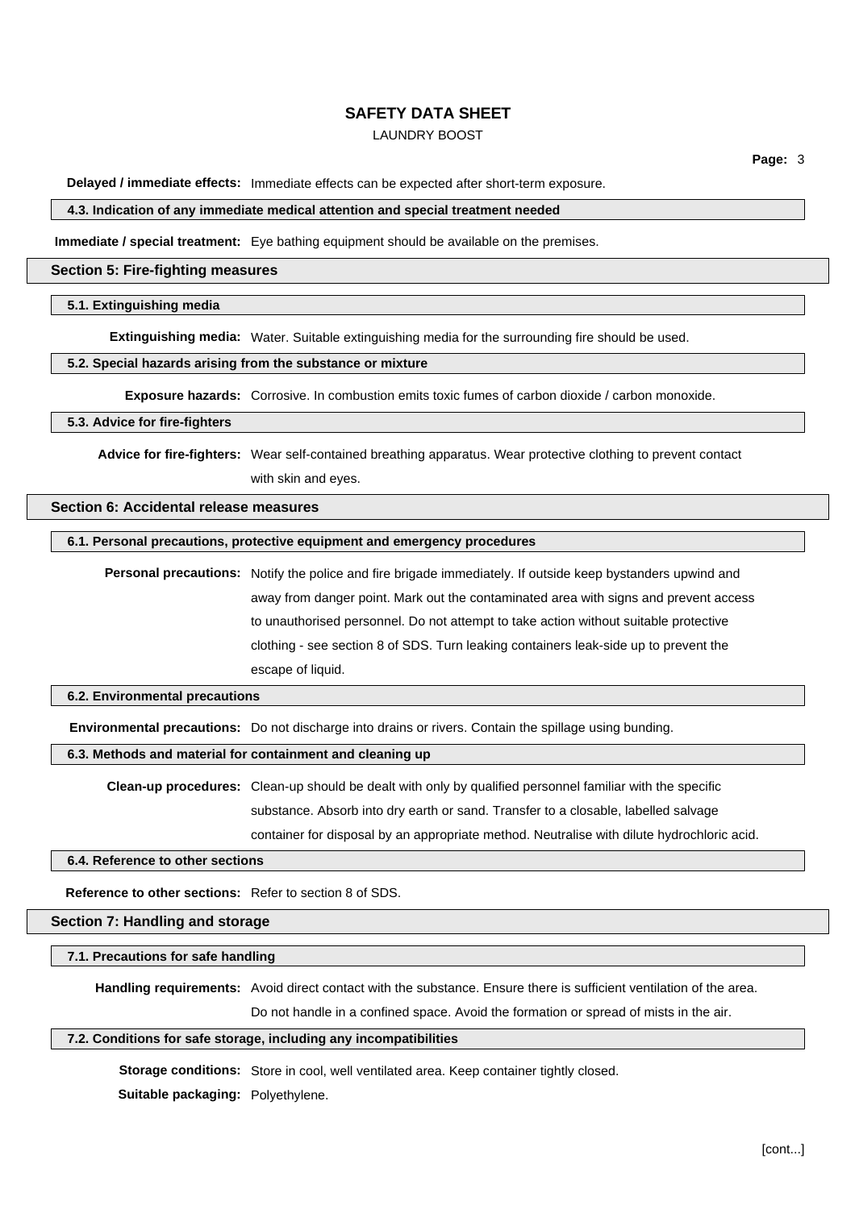**Delayed / immediate effects:** Immediate effects can be expected after short-term exposure.

### 4.3. Indication of any immediate medical attention and special treatment needed

**Immediate / special treatment:** Eye bathing equipment should be available on the premises.

## Section 5: Fire-fighting measures

### 5.1. Extinguishing media

**Extinguishing media:** Water. Suitable extinguishing media for the surrounding fire should be used.

### 5.2. Special hazards arising from the substance or mixture

**Exposure hazards:** Corrosive. In combustion emits toxic fumes of carbon dioxide / carbon monoxide.

### 5.3. Advice for fire-fighters

**Advice for fire-fighters:** Wear self-contained breathing apparatus. Wear protective clothing to prevent contact with skin and eyes.

## Section 6: Accidental release measures

### 6.1. Personal precautions, protective equipment and emergency procedures

**Personal precautions:** Notify the police and fire brigade immediately. If outside keep bystanders upwind and away from danger point. Mark out the contaminated area with signs and prevent access to unauthorised personnel. Do not attempt to take action without suitable protective clothing - see section 8 of SDS. Turn leaking containers leak-side up to prevent the escape of liquid.

### 6.2. Environmental precautions

**Environmental precautions:** Do not discharge into drains or rivers. Contain the spillage using bunding.

### 6.3. Methods and material for containment and cleaning up

**Clean-up procedures:** Clean-up should be dealt with only by qualified personnel familiar with the specific substance. Absorb into dry earth or sand. Transfer to a closable, labelled salvage container for disposal by an appropriate method. Neutralise with dilute hydrochloric acid.

### 6.4. Reference to other sections

**Reference to other sections:** Refer to section 8 of SDS.

## Section 7: Handling and storage

### 7.1. Precautions for safe handling

**Handling requirements:** Avoid direct contact with the substance. Ensure there is sufficient ventilation of the area. Do not handle in a confined space. Avoid the formation or spread of mists in the air.

### 7.2. Conditions for safe storage, including any incompatibilities

**Storage conditions:** Store in cool, well ventilated area. Keep container tightly closed.

**Suitable packaging:** Polyethylene.

[cont...]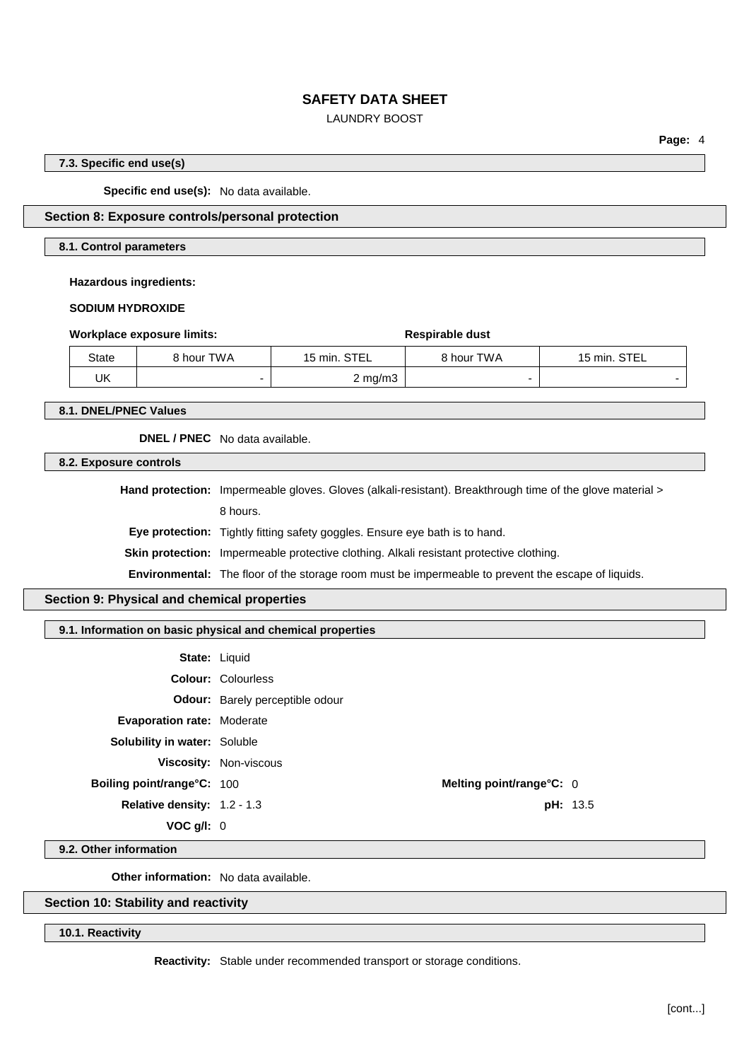### 7.3. Specific end use(s)

**Specific end use(s):** No data available.

## Section 8: Exposure controls/personal protection

### 8.1. Control parameters

**Hazardous ingredients:**

**SODIUM HYDROXIDE**

| **Workplace exposure limits:** | | | **Respirable dust** | |
|---|---|---|---|---|
| State | 8 hour TWA | 15 min. STEL | 8 hour TWA | 15 min. STEL |
| UK | - | 2 mg/m3 | - | - |

### 8.1. DNEL/PNEC Values

**DNEL / PNEC** No data available.

### 8.2. Exposure controls

**Hand protection:** Impermeable gloves. Gloves (alkali-resistant). Breakthrough time of the glove material > 8 hours.

**Eye protection:** Tightly fitting safety goggles. Ensure eye bath is to hand.

**Skin protection:** Impermeable protective clothing. Alkali resistant protective clothing.

**Environmental:** The floor of the storage room must be impermeable to prevent the escape of liquids.

## Section 9: Physical and chemical properties

### 9.1. Information on basic physical and chemical properties

**State:** Liquid

**Colour:** Colourless

**Odour:** Barely perceptible odour

**Evaporation rate:** Moderate

**Solubility in water:** Soluble

**Viscosity:** Non-viscous

**Boiling point/range°C:** 100

**Melting point/range°C:** 0

**Relative density:** 1.2 - 1.3

**pH:** 13.5

**VOC g/l:** 0

### 9.2. Other information

**Other information:** No data available.

## Section 10: Stability and reactivity

### 10.1. Reactivity

**Reactivity:** Stable under recommended transport or storage conditions.

[cont...]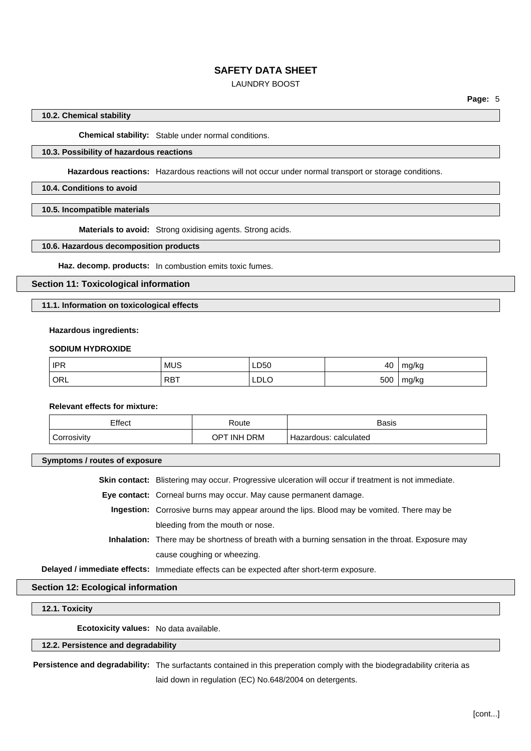### 10.2. Chemical stability

**Chemical stability:** Stable under normal conditions.

### 10.3. Possibility of hazardous reactions

**Hazardous reactions:** Hazardous reactions will not occur under normal transport or storage conditions.

### 10.4. Conditions to avoid

### 10.5. Incompatible materials

**Materials to avoid:** Strong oxidising agents. Strong acids.

### 10.6. Hazardous decomposition products

**Haz. decomp. products:** In combustion emits toxic fumes.

## Section 11: Toxicological information

### 11.1. Information on toxicological effects

**Hazardous ingredients:**

**SODIUM HYDROXIDE**

| | | | | |
|---|---|---|---|---|
| IPR | MUS | LD50 | 40 | mg/kg |
| ORL | RBT | LDLO | 500 | mg/kg |

**Relevant effects for mixture:**

| Effect | Route | Basis |
|---|---|---|
| Corrosivity | OPT INH DRM | Hazardous: calculated |

### Symptoms / routes of exposure

**Skin contact:** Blistering may occur. Progressive ulceration will occur if treatment is not immediate.

**Eye contact:** Corneal burns may occur. May cause permanent damage.

**Ingestion:** Corrosive burns may appear around the lips. Blood may be vomited. There may be bleeding from the mouth or nose.

**Inhalation:** There may be shortness of breath with a burning sensation in the throat. Exposure may cause coughing or wheezing.

**Delayed / immediate effects:** Immediate effects can be expected after short-term exposure.

## Section 12: Ecological information

### 12.1. Toxicity

**Ecotoxicity values:** No data available.

### 12.2. Persistence and degradability

**Persistence and degradability:** The surfactants contained in this preperation comply with the biodegradability criteria as laid down in regulation (EC) No.648/2004 on detergents.

[cont...]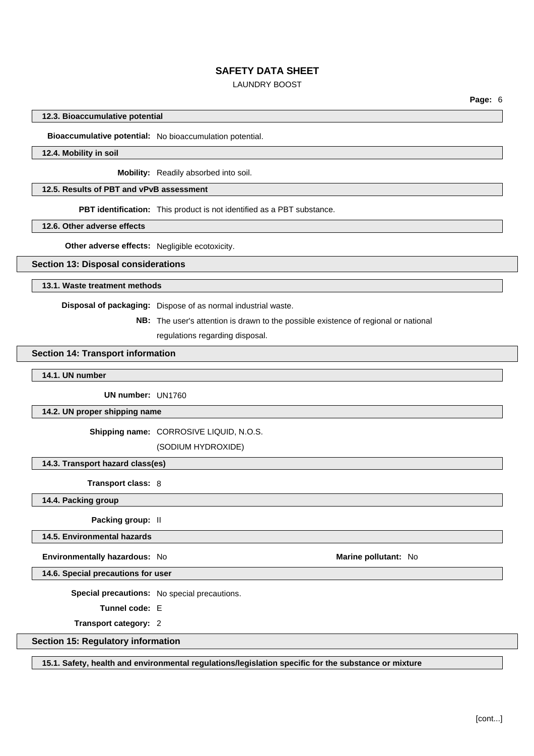### 12.3. Bioaccumulative potential

**Bioaccumulative potential:** No bioaccumulation potential.

### 12.4. Mobility in soil

**Mobility:** Readily absorbed into soil.

### 12.5. Results of PBT and vPvB assessment

**PBT identification:** This product is not identified as a PBT substance.

### 12.6. Other adverse effects

**Other adverse effects:** Negligible ecotoxicity.

## Section 13: Disposal considerations

### 13.1. Waste treatment methods

**Disposal of packaging:** Dispose of as normal industrial waste.

**NB:** The user's attention is drawn to the possible existence of regional or national regulations regarding disposal.

## Section 14: Transport information

### 14.1. UN number

**UN number:** UN1760

### 14.2. UN proper shipping name

**Shipping name:** CORROSIVE LIQUID, N.O.S.
(SODIUM HYDROXIDE)

### 14.3. Transport hazard class(es)

**Transport class:** 8

### 14.4. Packing group

**Packing group:** II

### 14.5. Environmental hazards

**Environmentally hazardous:** No **Marine pollutant:** No

### 14.6. Special precautions for user

**Special precautions:** No special precautions.

**Tunnel code:** E

**Transport category:** 2

## Section 15: Regulatory information

### 15.1. Safety, health and environmental regulations/legislation specific for the substance or mixture

[cont...]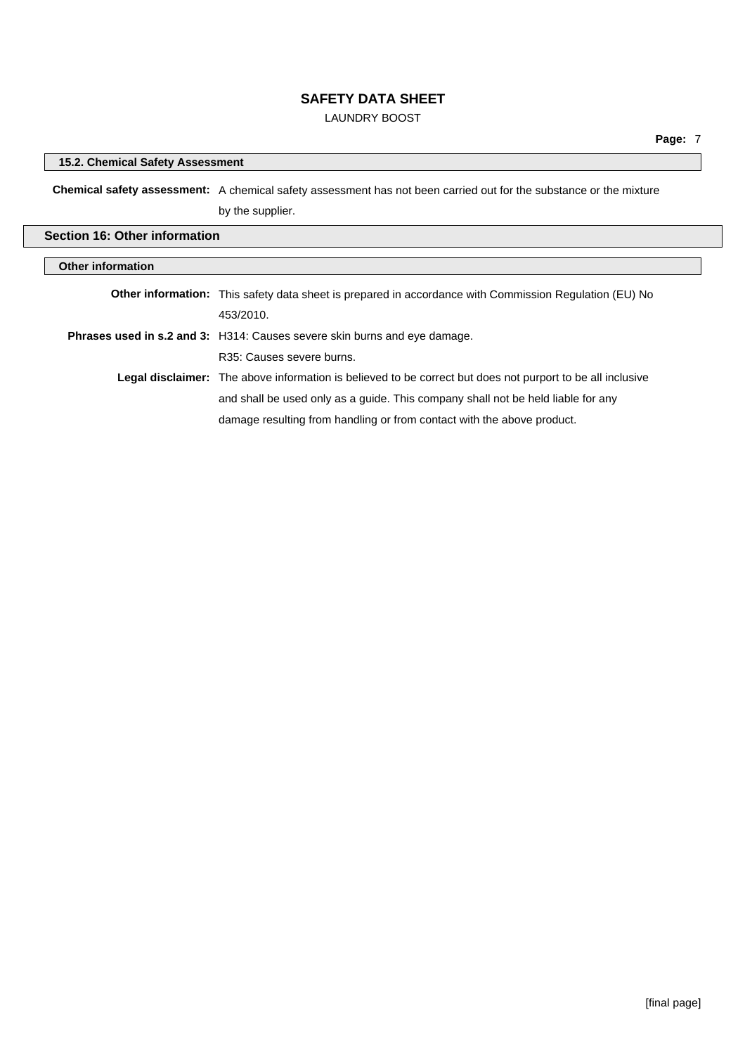### 15.2. Chemical Safety Assessment

**Chemical safety assessment:** A chemical safety assessment has not been carried out for the substance or the mixture by the supplier.

## Section 16: Other information

### Other information

**Other information:** This safety data sheet is prepared in accordance with Commission Regulation (EU) No 453/2010.

**Phrases used in s.2 and 3:** H314: Causes severe skin burns and eye damage.

R35: Causes severe burns.

**Legal disclaimer:** The above information is believed to be correct but does not purport to be all inclusive and shall be used only as a guide. This company shall not be held liable for any damage resulting from handling or from contact with the above product.

[final page]